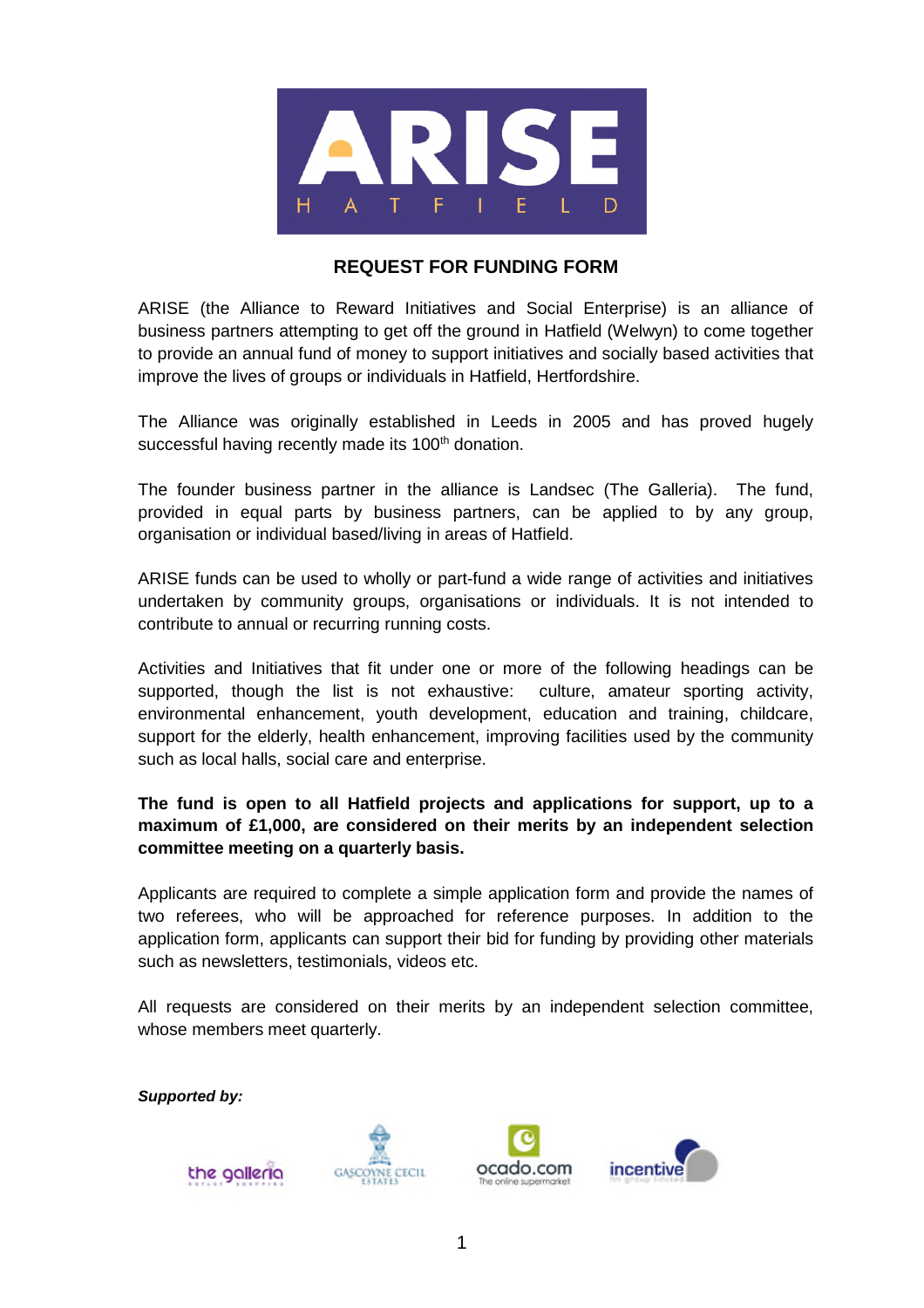# REQUEST FOR FUNDING FORM

ARISE (the Alliance to Reward Initiatives and Social Enterprise) is an alliance of business partners attempting to get off the ground in Hatfield (Welwyn) to come together to provide an annual fund of money to support initiatives and socially based activities that improve the lives of groups or individuals in Hatfield, Hertfordshire.

The Alliance was originally established in Leeds in 2005 and has proved hugely successful having recently made its 100th donation.

The founder business partner in the alliance is Landsec (The Galleria). The fund, provided in equal parts by business partners, can be applied to by any group, organisation or individual based/living in areas of Hatfield.

ARISE funds can be used to wholly or part-fund a wide range of activities and initiatives undertaken by community groups, organisations or individuals. It is not intended to contribute to annual or recurring running costs.

Activities and Initiatives that fit under one or more of the following headings can be supported, though the list is not exhaustive: culture, amateur sporting activity, environmental enhancement, youth development, education and training, childcare, support for the elderly, health enhancement, improving facilities used by the community such as local halls, social care and enterprise.

**The fund is open to all Hatfield projects and applications for support, up to a maximum of £1,000, are considered on their merits by an independent selection committee meeting on a quarterly basis.**

Applicants are required to complete a simple application form and provide the names of two referees, who will be approached for reference purposes. In addition to the application form, applicants can support their bid for funding by providing other materials such as newsletters, testimonials, videos etc.

All requests are considered on their merits by an independent selection committee, whose members meet quarterly.

***Supported by:***

the galleria · Gascoyne Cecil Estates · ocado.com The online supermarket · incentive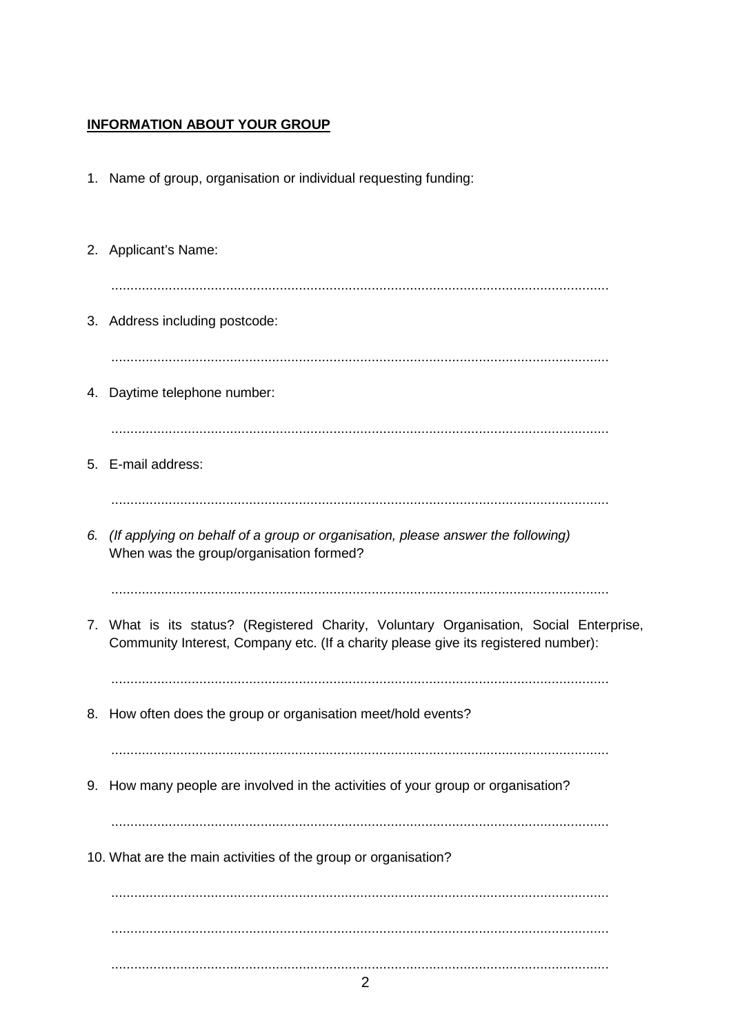**INFORMATION ABOUT YOUR GROUP**

1. Name of group, organisation or individual requesting funding:

2. Applicant's Name:

   ..................................................................................................................................

3. Address including postcode:

   ..................................................................................................................................

4. Daytime telephone number:

   ..................................................................................................................................

5. E-mail address:

   ..................................................................................................................................

6. *(If applying on behalf of a group or organisation, please answer the following)*
   When was the group/organisation formed?

   ..................................................................................................................................

7. What is its status? (Registered Charity, Voluntary Organisation, Social Enterprise, Community Interest, Company etc. (If a charity please give its registered number):

   ..................................................................................................................................

8. How often does the group or organisation meet/hold events?

   ..................................................................................................................................

9. How many people are involved in the activities of your group or organisation?

   ..................................................................................................................................

10. What are the main activities of the group or organisation?

    ..................................................................................................................................

    ..................................................................................................................................

    ..................................................................................................................................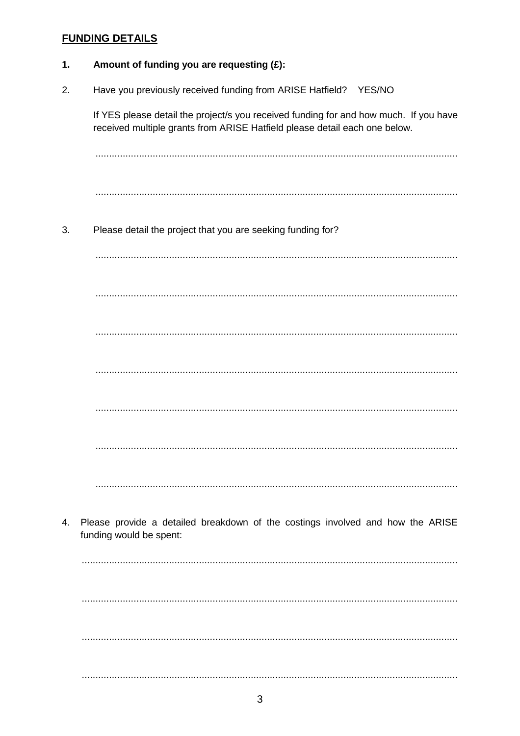## FUNDING DETAILS

1. **Amount of funding you are requesting (£):**

2. Have you previously received funding from ARISE Hatfield? YES/NO

   If YES please detail the project/s you received funding for and how much. If you have received multiple grants from ARISE Hatfield please detail each one below.

   ....................................................................................................................................

   ....................................................................................................................................

3. Please detail the project that you are seeking funding for?

   ....................................................................................................................................

   ....................................................................................................................................

   ....................................................................................................................................

   ....................................................................................................................................

   ....................................................................................................................................

   ....................................................................................................................................

   ....................................................................................................................................

4. Please provide a detailed breakdown of the costings involved and how the ARISE funding would be spent:

   ....................................................................................................................................

   ....................................................................................................................................

   ....................................................................................................................................

   ....................................................................................................................................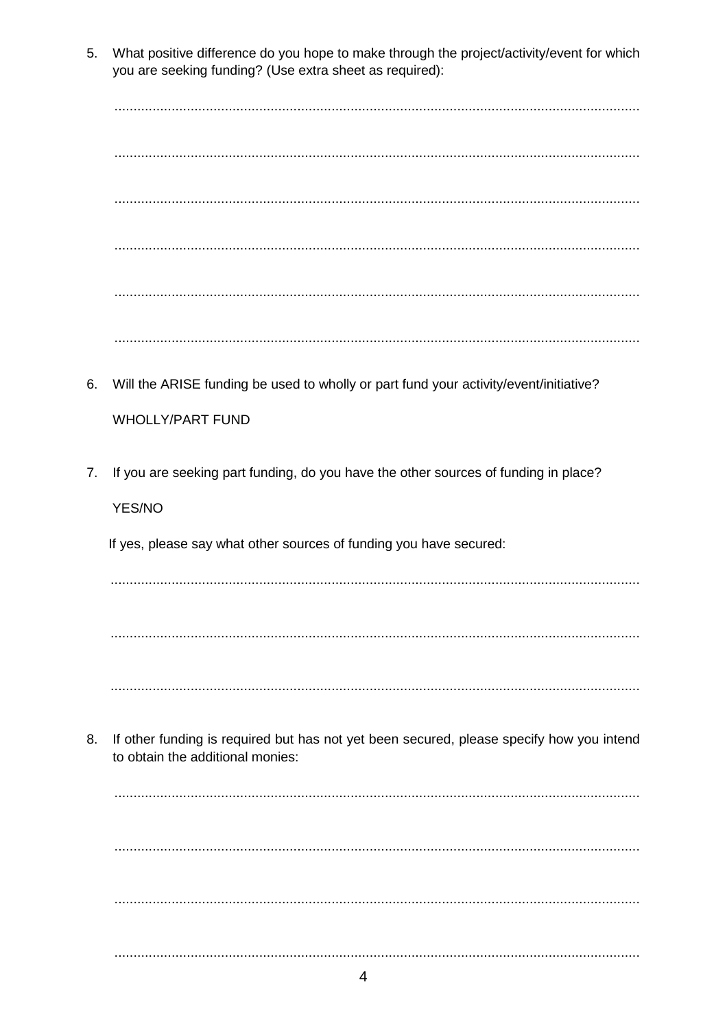5. What positive difference do you hope to make through the project/activity/event for which you are seeking funding? (Use extra sheet as required):

.........................................................................................................................................

.........................................................................................................................................

.........................................................................................................................................

.........................................................................................................................................

.........................................................................................................................................

.........................................................................................................................................

6. Will the ARISE funding be used to wholly or part fund your activity/event/initiative?

   WHOLLY/PART FUND

7. If you are seeking part funding, do you have the other sources of funding in place?

   YES/NO

   If yes, please say what other sources of funding you have secured:

.........................................................................................................................................

.........................................................................................................................................

.........................................................................................................................................

8. If other funding is required but has not yet been secured, please specify how you intend to obtain the additional monies:

.........................................................................................................................................

.........................................................................................................................................

.........................................................................................................................................

.........................................................................................................................................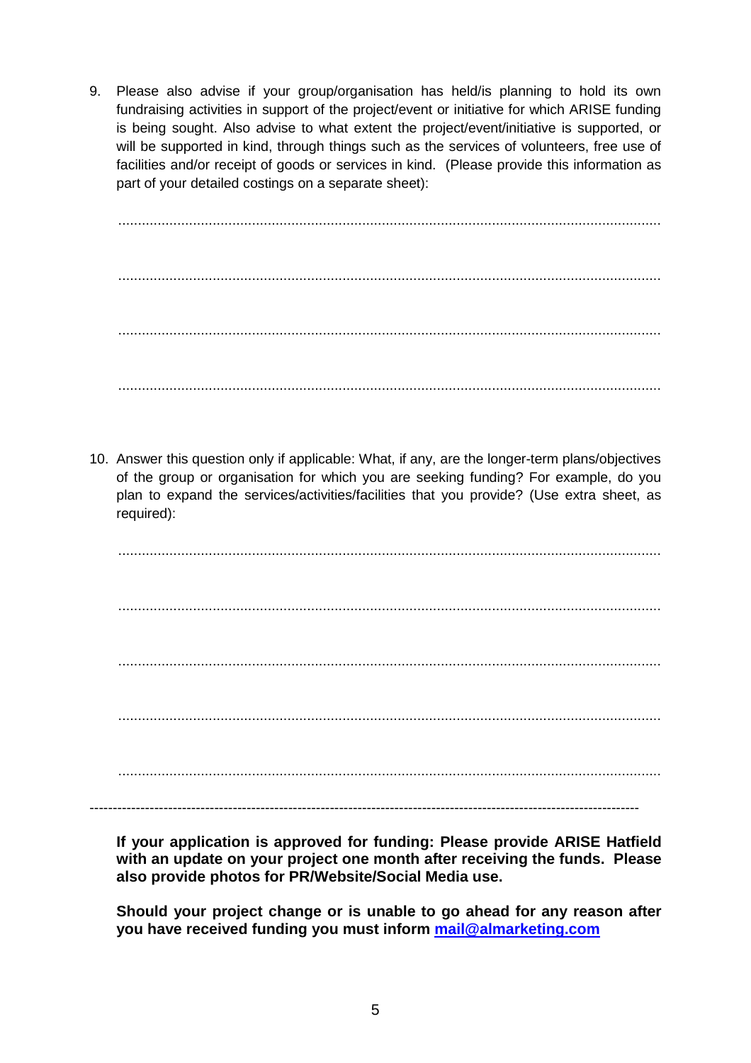9. Please also advise if your group/organisation has held/is planning to hold its own fundraising activities in support of the project/event or initiative for which ARISE funding is being sought. Also advise to what extent the project/event/initiative is supported, or will be supported in kind, through things such as the services of volunteers, free use of facilities and/or receipt of goods or services in kind. (Please provide this information as part of your detailed costings on a separate sheet):

   ..........................................................................................................................................

   ..........................................................................................................................................

   ..........................................................................................................................................

   ..........................................................................................................................................

10. Answer this question only if applicable: What, if any, are the longer-term plans/objectives of the group or organisation for which you are seeking funding? For example, do you plan to expand the services/activities/facilities that you provide? (Use extra sheet, as required):

    ..........................................................................................................................................

    ..........................................................................................................................................

    ..........................................................................................................................................

    ..........................................................................................................................................

    ..........................................................................................................................................

---

**If your application is approved for funding: Please provide ARISE Hatfield with an update on your project one month after receiving the funds. Please also provide photos for PR/Website/Social Media use.**

**Should your project change or is unable to go ahead for any reason after you have received funding you must inform [mail@almarketing.com](mailto:mail@almarketing.com)**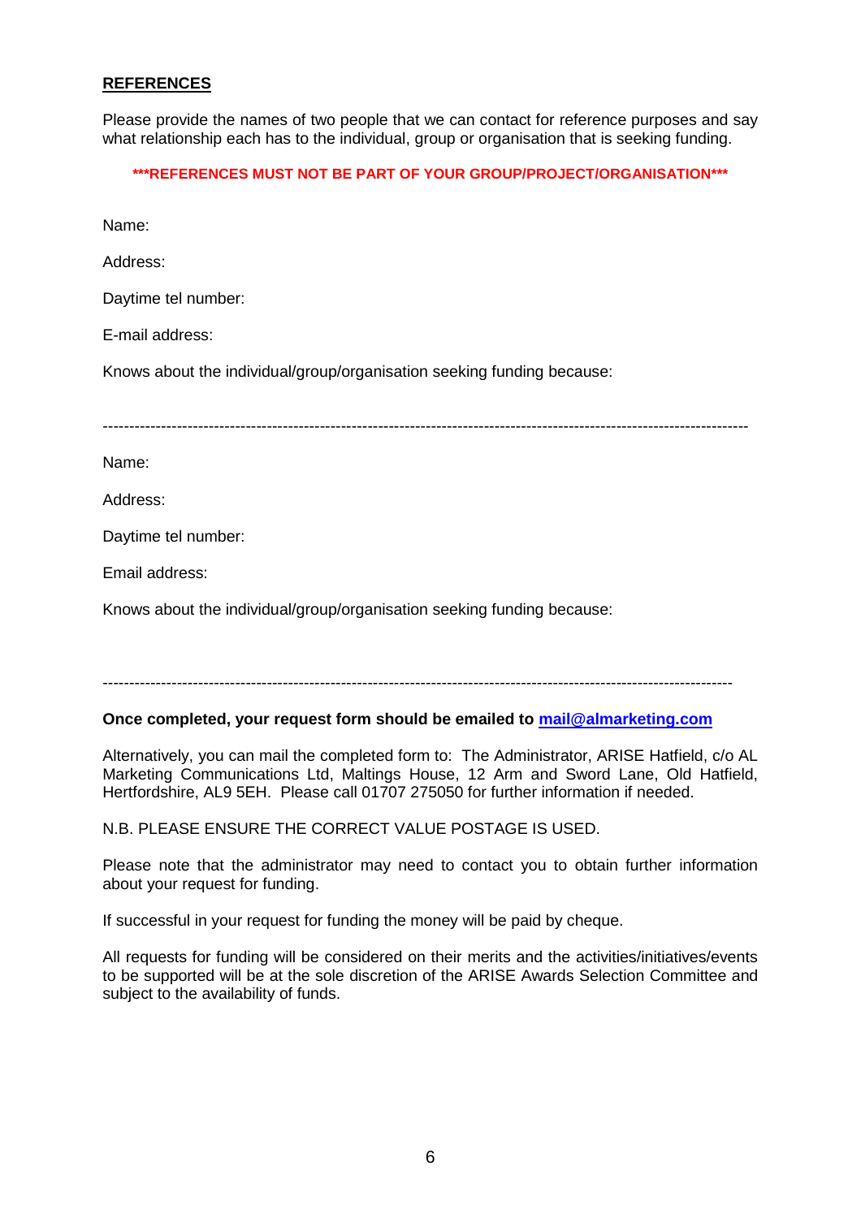## REFERENCES

Please provide the names of two people that we can contact for reference purposes and say what relationship each has to the individual, group or organisation that is seeking funding.

**\*\*\*REFERENCES MUST NOT BE PART OF YOUR GROUP/PROJECT/ORGANISATION\*\*\***

Name:

Address:

Daytime tel number:

E-mail address:

Knows about the individual/group/organisation seeking funding because:

---

Name:

Address:

Daytime tel number:

Email address:

Knows about the individual/group/organisation seeking funding because:

---

**Once completed, your request form should be emailed to [mail@almarketing.com](mailto:mail@almarketing.com)**

Alternatively, you can mail the completed form to: The Administrator, ARISE Hatfield, c/o AL Marketing Communications Ltd, Maltings House, 12 Arm and Sword Lane, Old Hatfield, Hertfordshire, AL9 5EH. Please call 01707 275050 for further information if needed.

N.B. PLEASE ENSURE THE CORRECT VALUE POSTAGE IS USED.

Please note that the administrator may need to contact you to obtain further information about your request for funding.

If successful in your request for funding the money will be paid by cheque.

All requests for funding will be considered on their merits and the activities/initiatives/events to be supported will be at the sole discretion of the ARISE Awards Selection Committee and subject to the availability of funds.